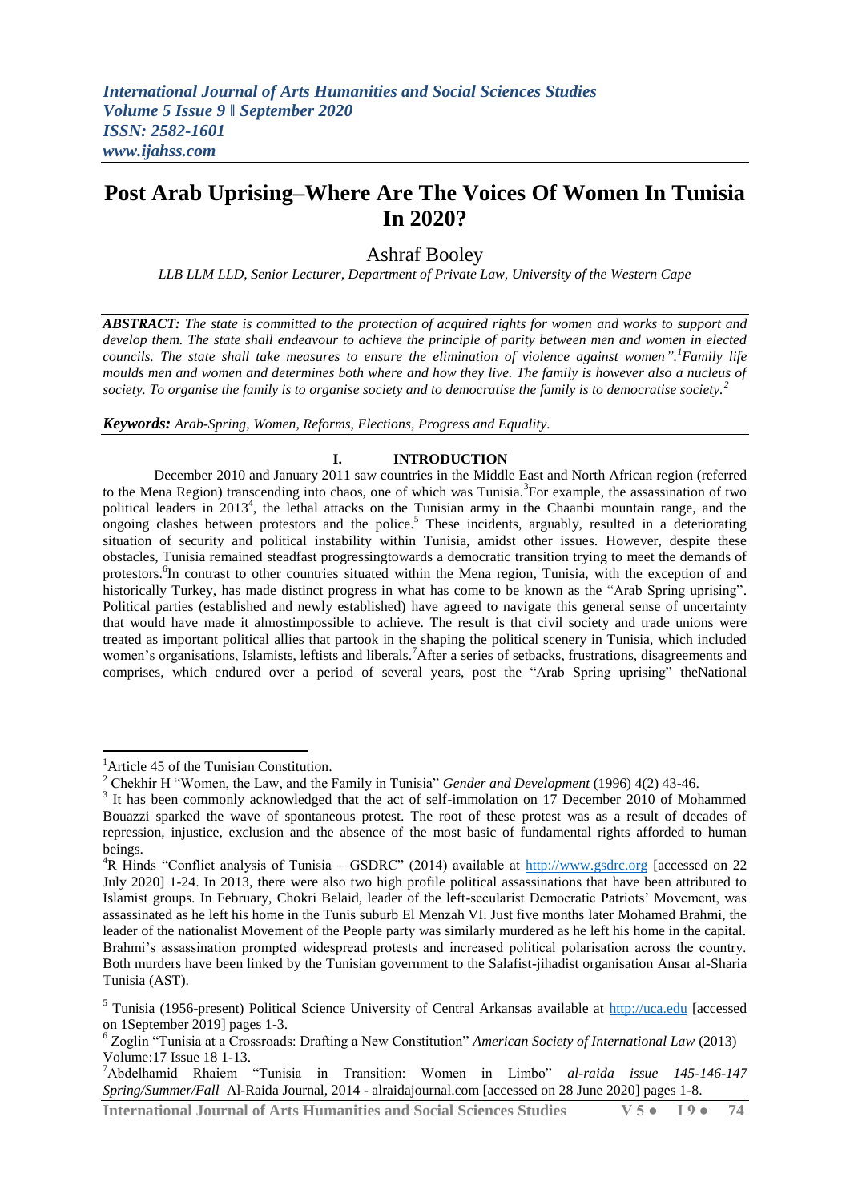# Post Arab Uprising–Where Are The Voices Of Women In Tunisia In 2020?

Ashraf Booley

*LLB LLM LLD, Senior Lecturer, Department of Private Law, University of the Western Cape*

***ABSTRACT:*** *The state is committed to the protection of acquired rights for women and works to support and develop them. The state shall endeavour to achieve the principle of parity between men and women in elected councils. The state shall take measures to ensure the elimination of violence against women".[1]Family life moulds men and women and determines both where and how they live. The family is however also a nucleus of society. To organise the family is to organise society and to democratise the family is to democratise society.[2]*

***Keywords:*** *Arab-Spring, Women, Reforms, Elections, Progress and Equality.*

## I. INTRODUCTION

December 2010 and January 2011 saw countries in the Middle East and North African region (referred to the Mena Region) transcending into chaos, one of which was Tunisia.[3]For example, the assassination of two political leaders in 2013[4], the lethal attacks on the Tunisian army in the Chaanbi mountain range, and the ongoing clashes between protestors and the police.[5] These incidents, arguably, resulted in a deteriorating situation of security and political instability within Tunisia, amidst other issues. However, despite these obstacles, Tunisia remained steadfast progressingtowards a democratic transition trying to meet the demands of protestors.[6]In contrast to other countries situated within the Mena region, Tunisia, with the exception of and historically Turkey, has made distinct progress in what has come to be known as the "Arab Spring uprising". Political parties (established and newly established) have agreed to navigate this general sense of uncertainty that would have made it almostimpossible to achieve. The result is that civil society and trade unions were treated as important political allies that partook in the shaping the political scenery in Tunisia, which included women's organisations, Islamists, leftists and liberals.[7]After a series of setbacks, frustrations, disagreements and comprises, which endured over a period of several years, post the "Arab Spring uprising" theNational

---

[1]Article 45 of the Tunisian Constitution.

[2] Chekhir H "Women, the Law, and the Family in Tunisia" *Gender and Development* (1996) 4(2) 43-46.

[3] It has been commonly acknowledged that the act of self-immolation on 17 December 2010 of Mohammed Bouazzi sparked the wave of spontaneous protest. The root of these protest was as a result of decades of repression, injustice, exclusion and the absence of the most basic of fundamental rights afforded to human beings.

[4]R Hinds "Conflict analysis of Tunisia – GSDRC" (2014) available at http://www.gsdrc.org [accessed on 22 July 2020] 1-24. In 2013, there were also two high profile political assassinations that have been attributed to Islamist groups. In February, Chokri Belaid, leader of the left-secularist Democratic Patriots' Movement, was assassinated as he left his home in the Tunis suburb El Menzah VI. Just five months later Mohamed Brahmi, the leader of the nationalist Movement of the People party was similarly murdered as he left his home in the capital. Brahmi's assassination prompted widespread protests and increased political polarisation across the country. Both murders have been linked by the Tunisian government to the Salafist-jihadist organisation Ansar al-Sharia Tunisia (AST).

[5] Tunisia (1956-present) Political Science University of Central Arkansas available at http://uca.edu [accessed on 1September 2019] pages 1-3.

[6] Zoglin "Tunisia at a Crossroads: Drafting a New Constitution" *American Society of International Law* (2013) Volume:17 Issue 18 1-13.

[7]Abdelhamid Rhaiem "Tunisia in Transition: Women in Limbo" *al-raida issue 145-146-147 Spring/Summer/Fall* Al-Raida Journal, 2014 - alraidajournal.com [accessed on 28 June 2020] pages 1-8.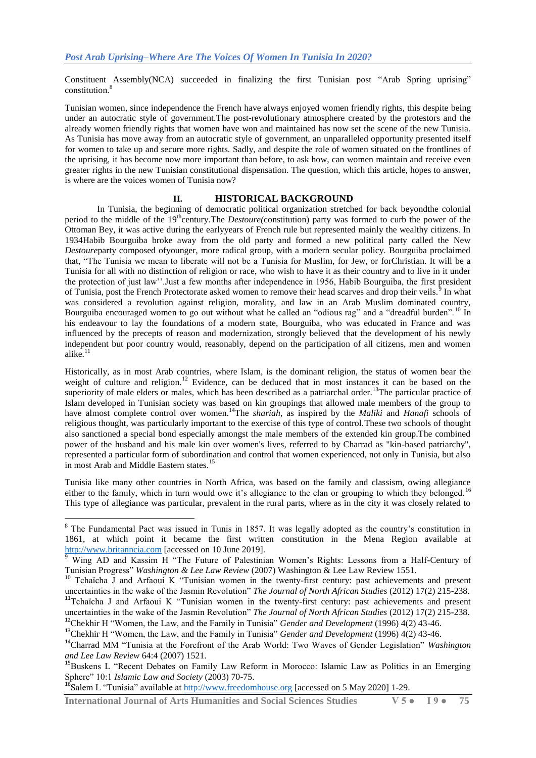Constituent Assembly(NCA) succeeded in finalizing the first Tunisian post "Arab Spring uprising" constitution.[8]

Tunisian women, since independence the French have always enjoyed women friendly rights, this despite being under an autocratic style of government.The post-revolutionary atmosphere created by the protestors and the already women friendly rights that women have won and maintained has now set the scene of the new Tunisia. As Tunisia has move away from an autocratic style of government, an unparalleled opportunity presented itself for women to take up and secure more rights. Sadly, and despite the role of women situated on the frontlines of the uprising, it has become now more important than before, to ask how, can women maintain and receive even greater rights in the new Tunisian constitutional dispensation. The question, which this article, hopes to answer, is where are the voices women of Tunisia now?

## II. HISTORICAL BACKGROUND

In Tunisia, the beginning of democratic political organization stretched for back beyondthe colonial period to the middle of the 19th century.The *Destoure(*constitution) party was formed to curb the power of the Ottoman Bey, it was active during the earlyyears of French rule but represented mainly the wealthy citizens. In 1934Habib Bourguiba broke away from the old party and formed a new political party called the New *Destoure*party composed ofyounger, more radical group, with a modern secular policy. Bourguiba proclaimed that, "The Tunisia we mean to liberate will not be a Tunisia for Muslim, for Jew, or forChristian. It will be a Tunisia for all with no distinction of religion or race, who wish to have it as their country and to live in it under the protection of just law''.Just a few months after independence in 1956, Habib Bourguiba, the first president of Tunisia, post the French Protectorate asked women to remove their head scarves and drop their veils.[9] In what was considered a revolution against religion, morality, and law in an Arab Muslim dominated country, Bourguiba encouraged women to go out without what he called an "odious rag" and a "dreadful burden".[10] In his endeavour to lay the foundations of a modern state, Bourguiba, who was educated in France and was influenced by the precepts of reason and modernization, strongly believed that the development of his newly independent but poor country would, reasonably, depend on the participation of all citizens, men and women alike.[11]

Historically, as in most Arab countries, where Islam, is the dominant religion, the status of women bear the weight of culture and religion.[12] Evidence, can be deduced that in most instances it can be based on the superiority of male elders or males, which has been described as a patriarchal order.[13]The particular practice of Islam developed in Tunisian society was based on kin groupings that allowed male members of the group to have almost complete control over women.[14]The *shariah*, as inspired by the *Maliki* and *Hanafi* schools of religious thought, was particularly important to the exercise of this type of control.These two schools of thought also sanctioned a special bond especially amongst the male members of the extended kin group.The combined power of the husband and his male kin over women's lives, referred to by Charrad as "kin-based patriarchy", represented a particular form of subordination and control that women experienced, not only in Tunisia, but also in most Arab and Middle Eastern states.[15]

Tunisia like many other countries in North Africa, was based on the family and classism, owing allegiance either to the family, which in turn would owe it's allegiance to the clan or grouping to which they belonged.[16] This type of allegiance was particular, prevalent in the rural parts, where as in the city it was closely related to

---

[8] The Fundamental Pact was issued in Tunis in 1857. It was legally adopted as the country's constitution in 1861, at which point it became the first written constitution in the Mena Region available at http://www.britanncia.com [accessed on 10 June 2019].

[9] Wing AD and Kassim H "The Future of Palestinian Women's Rights: Lessons from a Half-Century of Tunisian Progress" *Washington & Lee Law Review* (2007) Washington & Lee Law Review 1551.

[10] Tchaïcha J and Arfaoui K "Tunisian women in the twenty-first century: past achievements and present uncertainties in the wake of the Jasmin Revolution" *The Journal of North African Studies* (2012) 17(2) 215-238.

[11] Tchaïcha J and Arfaoui K "Tunisian women in the twenty-first century: past achievements and present uncertainties in the wake of the Jasmin Revolution" *The Journal of North African Studies* (2012) 17(2) 215-238.

[12] Chekhir H "Women, the Law, and the Family in Tunisia" *Gender and Development* (1996) 4(2) 43-46.

[13] Chekhir H "Women, the Law, and the Family in Tunisia" *Gender and Development* (1996) 4(2) 43-46.

[14] Charrad MM "Tunisia at the Forefront of the Arab World: Two Waves of Gender Legislation" *Washington and Lee Law Review* 64:4 (2007) 1521.

[15] Buskens L "Recent Debates on Family Law Reform in Morocco: Islamic Law as Politics in an Emerging Sphere" 10:1 *Islamic Law and Society* (2003) 70-75.

[16] Salem L "Tunisia" available at http://www.freedomhouse.org [accessed on 5 May 2020] 1-29.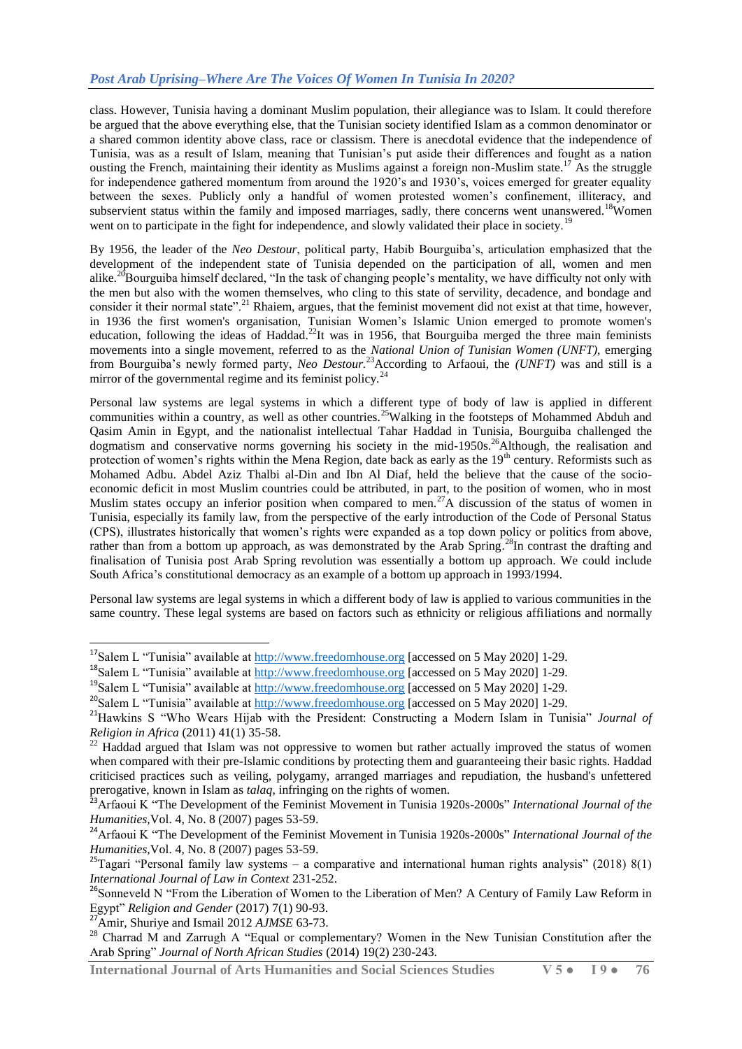class. However, Tunisia having a dominant Muslim population, their allegiance was to Islam. It could therefore be argued that the above everything else, that the Tunisian society identified Islam as a common denominator or a shared common identity above class, race or classism. There is anecdotal evidence that the independence of Tunisia, was as a result of Islam, meaning that Tunisian's put aside their differences and fought as a nation ousting the French, maintaining their identity as Muslims against a foreign non-Muslim state.[17] As the struggle for independence gathered momentum from around the 1920's and 1930's, voices emerged for greater equality between the sexes. Publicly only a handful of women protested women's confinement, illiteracy, and subservient status within the family and imposed marriages, sadly, there concerns went unanswered.[18]Women went on to participate in the fight for independence, and slowly validated their place in society.[19]

By 1956, the leader of the *Neo Destour*, political party, Habib Bourguiba's, articulation emphasized that the development of the independent state of Tunisia depended on the participation of all, women and men alike.[20]Bourguiba himself declared, "In the task of changing people's mentality, we have difficulty not only with the men but also with the women themselves, who cling to this state of servility, decadence, and bondage and consider it their normal state".[21] Rhaiem, argues, that the feminist movement did not exist at that time, however, in 1936 the first women's organisation, Tunisian Women's Islamic Union emerged to promote women's education, following the ideas of Haddad.[22]It was in 1956, that Bourguiba merged the three main feminists movements into a single movement, referred to as the *National Union of Tunisian Women (UNFT),* emerging from Bourguiba's newly formed party, *Neo Destour.*[23]According to Arfaoui, the *(UNFT)* was and still is a mirror of the governmental regime and its feminist policy.[24]

Personal law systems are legal systems in which a different type of body of law is applied in different communities within a country, as well as other countries.[25]Walking in the footsteps of Mohammed Abduh and Qasim Amin in Egypt, and the nationalist intellectual Tahar Haddad in Tunisia, Bourguiba challenged the dogmatism and conservative norms governing his society in the mid-1950s.[26]Although, the realisation and protection of women's rights within the Mena Region, date back as early as the 19th century. Reformists such as Mohamed Adbu. Abdel Aziz Thalbi al-Din and Ibn Al Diaf, held the believe that the cause of the socio-economic deficit in most Muslim countries could be attributed, in part, to the position of women, who in most Muslim states occupy an inferior position when compared to men.[27]A discussion of the status of women in Tunisia, especially its family law, from the perspective of the early introduction of the Code of Personal Status (CPS), illustrates historically that women's rights were expanded as a top down policy or politics from above, rather than from a bottom up approach, as was demonstrated by the Arab Spring.[28]In contrast the drafting and finalisation of Tunisia post Arab Spring revolution was essentially a bottom up approach. We could include South Africa's constitutional democracy as an example of a bottom up approach in 1993/1994.

Personal law systems are legal systems in which a different body of law is applied to various communities in the same country. These legal systems are based on factors such as ethnicity or religious affiliations and normally

---

[17] Salem L "Tunisia" available at http://www.freedomhouse.org [accessed on 5 May 2020] 1-29.

[18] Salem L "Tunisia" available at http://www.freedomhouse.org [accessed on 5 May 2020] 1-29.

[19] Salem L "Tunisia" available at http://www.freedomhouse.org [accessed on 5 May 2020] 1-29.

[20] Salem L "Tunisia" available at http://www.freedomhouse.org [accessed on 5 May 2020] 1-29.

[21] Hawkins S "Who Wears Hijab with the President: Constructing a Modern Islam in Tunisia" *Journal of Religion in Africa* (2011) 41(1) 35-58.

[22] Haddad argued that Islam was not oppressive to women but rather actually improved the status of women when compared with their pre-Islamic conditions by protecting them and guaranteeing their basic rights. Haddad criticised practices such as veiling, polygamy, arranged marriages and repudiation, the husband's unfettered prerogative, known in Islam as *talaq*, infringing on the rights of women.

[23] Arfaoui K "The Development of the Feminist Movement in Tunisia 1920s-2000s" *International Journal of the Humanities,*Vol. 4, No. 8 (2007) pages 53-59.

[24] Arfaoui K "The Development of the Feminist Movement in Tunisia 1920s-2000s" *International Journal of the Humanities,*Vol. 4, No. 8 (2007) pages 53-59.

[25] Tagari "Personal family law systems – a comparative and international human rights analysis" (2018) 8(1) *International Journal of Law in Context* 231-252.

[26] Sonneveld N "From the Liberation of Women to the Liberation of Men? A Century of Family Law Reform in Egypt" *Religion and Gender* (2017) 7(1) 90-93.

[27] Amir, Shuriye and Ismail 2012 *AJMSE* 63-73.

[28] Charrad M and Zarrugh A "Equal or complementary? Women in the New Tunisian Constitution after the Arab Spring" *Journal of North African Studies* (2014) 19(2) 230-243.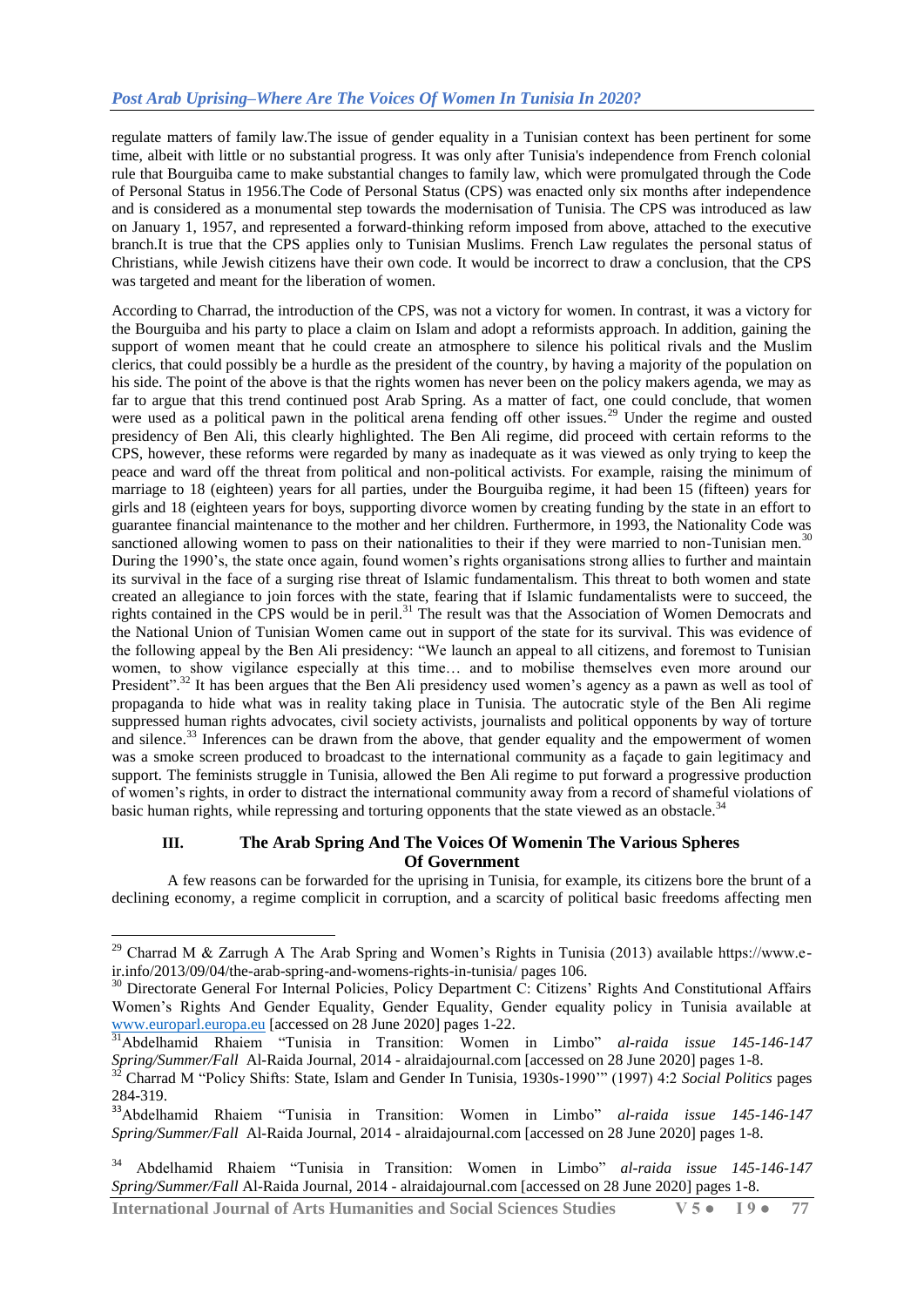regulate matters of family law.The issue of gender equality in a Tunisian context has been pertinent for some time, albeit with little or no substantial progress. It was only after Tunisia's independence from French colonial rule that Bourguiba came to make substantial changes to family law, which were promulgated through the Code of Personal Status in 1956.The Code of Personal Status (CPS) was enacted only six months after independence and is considered as a monumental step towards the modernisation of Tunisia. The CPS was introduced as law on January 1, 1957, and represented a forward-thinking reform imposed from above, attached to the executive branch.It is true that the CPS applies only to Tunisian Muslims. French Law regulates the personal status of Christians, while Jewish citizens have their own code. It would be incorrect to draw a conclusion, that the CPS was targeted and meant for the liberation of women.

According to Charrad, the introduction of the CPS, was not a victory for women. In contrast, it was a victory for the Bourguiba and his party to place a claim on Islam and adopt a reformists approach. In addition, gaining the support of women meant that he could create an atmosphere to silence his political rivals and the Muslim clerics, that could possibly be a hurdle as the president of the country, by having a majority of the population on his side. The point of the above is that the rights women has never been on the policy makers agenda, we may as far to argue that this trend continued post Arab Spring. As a matter of fact, one could conclude, that women were used as a political pawn in the political arena fending off other issues.[29] Under the regime and ousted presidency of Ben Ali, this clearly highlighted. The Ben Ali regime, did proceed with certain reforms to the CPS, however, these reforms were regarded by many as inadequate as it was viewed as only trying to keep the peace and ward off the threat from political and non-political activists. For example, raising the minimum of marriage to 18 (eighteen) years for all parties, under the Bourguiba regime, it had been 15 (fifteen) years for girls and 18 (eighteen years for boys, supporting divorce women by creating funding by the state in an effort to guarantee financial maintenance to the mother and her children. Furthermore, in 1993, the Nationality Code was sanctioned allowing women to pass on their nationalities to their if they were married to non-Tunisian men.[30] During the 1990's, the state once again, found women's rights organisations strong allies to further and maintain its survival in the face of a surging rise threat of Islamic fundamentalism. This threat to both women and state created an allegiance to join forces with the state, fearing that if Islamic fundamentalists were to succeed, the rights contained in the CPS would be in peril.[31] The result was that the Association of Women Democrats and the National Union of Tunisian Women came out in support of the state for its survival. This was evidence of the following appeal by the Ben Ali presidency: "We launch an appeal to all citizens, and foremost to Tunisian women, to show vigilance especially at this time… and to mobilise themselves even more around our President".[32] It has been argues that the Ben Ali presidency used women's agency as a pawn as well as tool of propaganda to hide what was in reality taking place in Tunisia. The autocratic style of the Ben Ali regime suppressed human rights advocates, civil society activists, journalists and political opponents by way of torture and silence.[33] Inferences can be drawn from the above, that gender equality and the empowerment of women was a smoke screen produced to broadcast to the international community as a façade to gain legitimacy and support. The feminists struggle in Tunisia, allowed the Ben Ali regime to put forward a progressive production of women's rights, in order to distract the international community away from a record of shameful violations of basic human rights, while repressing and torturing opponents that the state viewed as an obstacle.[34]

## III. The Arab Spring And The Voices Of Womenin The Various Spheres Of Government

A few reasons can be forwarded for the uprising in Tunisia, for example, its citizens bore the brunt of a declining economy, a regime complicit in corruption, and a scarcity of political basic freedoms affecting men

---

[29] Charrad M & Zarrugh A The Arab Spring and Women's Rights in Tunisia (2013) available https://www.e-ir.info/2013/09/04/the-arab-spring-and-womens-rights-in-tunisia/ pages 106.

[30] Directorate General For Internal Policies, Policy Department C: Citizens' Rights And Constitutional Affairs Women's Rights And Gender Equality, Gender Equality, Gender equality policy in Tunisia available at www.europarl.europa.eu [accessed on 28 June 2020] pages 1-22.

[31] Abdelhamid Rhaiem "Tunisia in Transition: Women in Limbo" *al-raida issue 145-146-147 Spring/Summer/Fall* Al-Raida Journal, 2014 - alraidajournal.com [accessed on 28 June 2020] pages 1-8.

[32] Charrad M "Policy Shifts: State, Islam and Gender In Tunisia, 1930s-1990'" (1997) 4:2 *Social Politics* pages 284-319.

[33] Abdelhamid Rhaiem "Tunisia in Transition: Women in Limbo" *al-raida issue 145-146-147 Spring/Summer/Fall* Al-Raida Journal, 2014 - alraidajournal.com [accessed on 28 June 2020] pages 1-8.

[34] Abdelhamid Rhaiem "Tunisia in Transition: Women in Limbo" *al-raida issue 145-146-147 Spring/Summer/Fall* Al-Raida Journal, 2014 - alraidajournal.com [accessed on 28 June 2020] pages 1-8.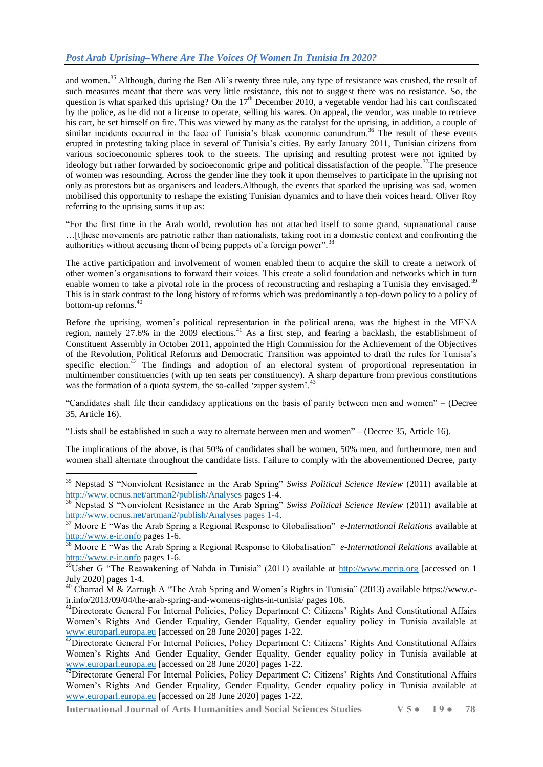and women.[35] Although, during the Ben Ali's twenty three rule, any type of resistance was crushed, the result of such measures meant that there was very little resistance, this not to suggest there was no resistance. So, the question is what sparked this uprising? On the 17th December 2010, a vegetable vendor had his cart confiscated by the police, as he did not a license to operate, selling his wares. On appeal, the vendor, was unable to retrieve his cart, he set himself on fire. This was viewed by many as the catalyst for the uprising, in addition, a couple of similar incidents occurred in the face of Tunisia's bleak economic conundrum.[36] The result of these events erupted in protesting taking place in several of Tunisia's cities. By early January 2011, Tunisian citizens from various socioeconomic spheres took to the streets. The uprising and resulting protest were not ignited by ideology but rather forwarded by socioeconomic gripe and political dissatisfaction of the people.[37]The presence of women was resounding. Across the gender line they took it upon themselves to participate in the uprising not only as protestors but as organisers and leaders.Although, the events that sparked the uprising was sad, women mobilised this opportunity to reshape the existing Tunisian dynamics and to have their voices heard. Oliver Roy referring to the uprising sums it up as:

"For the first time in the Arab world, revolution has not attached itself to some grand, supranational cause …[t]hese movements are patriotic rather than nationalists, taking root in a domestic context and confronting the authorities without accusing them of being puppets of a foreign power".[38]

The active participation and involvement of women enabled them to acquire the skill to create a network of other women's organisations to forward their voices. This create a solid foundation and networks which in turn enable women to take a pivotal role in the process of reconstructing and reshaping a Tunisia they envisaged.[39] This is in stark contrast to the long history of reforms which was predominantly a top-down policy to a policy of bottom-up reforms.[40]

Before the uprising, women's political representation in the political arena, was the highest in the MENA region, namely 27.6% in the 2009 elections.[41] As a first step, and fearing a backlash, the establishment of Constituent Assembly in October 2011, appointed the High Commission for the Achievement of the Objectives of the Revolution, Political Reforms and Democratic Transition was appointed to draft the rules for Tunisia's specific election.[42] The findings and adoption of an electoral system of proportional representation in multimember constituencies (with up ten seats per constituency). A sharp departure from previous constitutions was the formation of a quota system, the so-called 'zipper system'.[43]

"Candidates shall file their candidacy applications on the basis of parity between men and women" – (Decree 35, Article 16).

"Lists shall be established in such a way to alternate between men and women" – (Decree 35, Article 16).

The implications of the above, is that 50% of candidates shall be women, 50% men, and furthermore, men and women shall alternate throughout the candidate lists. Failure to comply with the abovementioned Decree, party

---

[35] Nepstad S "Nonviolent Resistance in the Arab Spring" *Swiss Political Science Review* (2011) available at http://www.ocnus.net/artman2/publish/Analyses pages 1-4.

[36] Nepstad S "Nonviolent Resistance in the Arab Spring" *Swiss Political Science Review* (2011) available at http://www.ocnus.net/artman2/publish/Analyses pages 1-4.

[37] Moore E "Was the Arab Spring a Regional Response to Globalisation" *e-International Relations* available at http://www.e-ir.onfo pages 1-6.

[38] Moore E "Was the Arab Spring a Regional Response to Globalisation" *e-International Relations* available at http://www.e-ir.onfo pages 1-6.

[39] Usher G "The Reawakening of Nahda in Tunisia" (2011) available at http://www.merip.org [accessed on 1 July 2020] pages 1-4.

[40] Charrad M & Zarrugh A "The Arab Spring and Women's Rights in Tunisia" (2013) available https://www.e-ir.info/2013/09/04/the-arab-spring-and-womens-rights-in-tunisia/ pages 106.

[41] Directorate General For Internal Policies, Policy Department C: Citizens' Rights And Constitutional Affairs Women's Rights And Gender Equality, Gender Equality, Gender equality policy in Tunisia available at www.europarl.europa.eu [accessed on 28 June 2020] pages 1-22.

[42] Directorate General For Internal Policies, Policy Department C: Citizens' Rights And Constitutional Affairs Women's Rights And Gender Equality, Gender Equality, Gender equality policy in Tunisia available at www.europarl.europa.eu [accessed on 28 June 2020] pages 1-22.

[43] Directorate General For Internal Policies, Policy Department C: Citizens' Rights And Constitutional Affairs Women's Rights And Gender Equality, Gender Equality, Gender equality policy in Tunisia available at www.europarl.europa.eu [accessed on 28 June 2020] pages 1-22.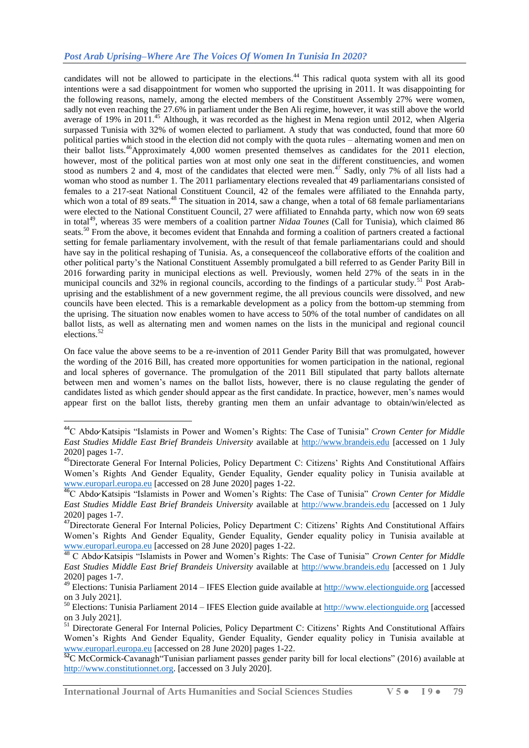candidates will not be allowed to participate in the elections.[44] This radical quota system with all its good intentions were a sad disappointment for women who supported the uprising in 2011. It was disappointing for the following reasons, namely, among the elected members of the Constituent Assembly 27% were women, sadly not even reaching the 27.6% in parliament under the Ben Ali regime, however, it was still above the world average of 19% in 2011.[45] Although, it was recorded as the highest in Mena region until 2012, when Algeria surpassed Tunisia with 32% of women elected to parliament. A study that was conducted, found that more 60 political parties which stood in the election did not comply with the quota rules – alternating women and men on their ballot lists.[46]Approximately 4,000 women presented themselves as candidates for the 2011 election, however, most of the political parties won at most only one seat in the different constituencies, and women stood as numbers 2 and 4, most of the candidates that elected were men.[47] Sadly, only 7% of all lists had a woman who stood as number 1. The 2011 parliamentary elections revealed that 49 parliamentarians consisted of females to a 217-seat National Constituent Council, 42 of the females were affiliated to the Ennahda party, which won a total of 89 seats.[48] The situation in 2014, saw a change, when a total of 68 female parliamentarians were elected to the National Constituent Council, 27 were affiliated to Ennahda party, which now won 69 seats in total[49], whereas 35 were members of a coalition partner *Nidaa Tounes* (Call for Tunisia), which claimed 86 seats.[50] From the above, it becomes evident that Ennahda and forming a coalition of partners created a factional setting for female parliamentary involvement, with the result of that female parliamentarians could and should have say in the political reshaping of Tunisia. As, a consequenceof the collaborative efforts of the coalition and other political party's the National Constituent Assembly promulgated a bill referred to as Gender Parity Bill in 2016 forwarding parity in municipal elections as well. Previously, women held 27% of the seats in in the municipal councils and 32% in regional councils, according to the findings of a particular study.[51] Post Arab-uprising and the establishment of a new government regime, the all previous councils were dissolved, and new councils have been elected. This is a remarkable development as a policy from the bottom-up stemming from the uprising. The situation now enables women to have access to 50% of the total number of candidates on all ballot lists, as well as alternating men and women names on the lists in the municipal and regional council elections.[52]

On face value the above seems to be a re-invention of 2011 Gender Parity Bill that was promulgated, however the wording of the 2016 Bill, has created more opportunities for women participation in the national, regional and local spheres of governance. The promulgation of the 2011 Bill stipulated that party ballots alternate between men and women's names on the ballot lists, however, there is no clause regulating the gender of candidates listed as which gender should appear as the first candidate. In practice, however, men's names would appear first on the ballot lists, thereby granting men them an unfair advantage to obtain/win/elected as

---

[44] C Abdo-Katsipis "Islamists in Power and Women's Rights: The Case of Tunisia" *Crown Center for Middle East Studies Middle East Brief Brandeis University* available at http://www.brandeis.edu [accessed on 1 July 2020] pages 1-7.

[45] Directorate General For Internal Policies, Policy Department C: Citizens' Rights And Constitutional Affairs Women's Rights And Gender Equality, Gender Equality, Gender equality policy in Tunisia available at www.europarl.europa.eu [accessed on 28 June 2020] pages 1-22.

[46] C Abdo-Katsipis "Islamists in Power and Women's Rights: The Case of Tunisia" *Crown Center for Middle East Studies Middle East Brief Brandeis University* available at http://www.brandeis.edu [accessed on 1 July 2020] pages 1-7.

[47] Directorate General For Internal Policies, Policy Department C: Citizens' Rights And Constitutional Affairs Women's Rights And Gender Equality, Gender Equality, Gender equality policy in Tunisia available at www.europarl.europa.eu [accessed on 28 June 2020] pages 1-22.

[48] C Abdo-Katsipis "Islamists in Power and Women's Rights: The Case of Tunisia" *Crown Center for Middle East Studies Middle East Brief Brandeis University* available at http://www.brandeis.edu [accessed on 1 July 2020] pages 1-7.

[49] Elections: Tunisia Parliament 2014 – IFES Election guide available at http://www.electionguide.org [accessed on 3 July 2021].

[50] Elections: Tunisia Parliament 2014 – IFES Election guide available at http://www.electionguide.org [accessed on 3 July 2021].

[51] Directorate General For Internal Policies, Policy Department C: Citizens' Rights And Constitutional Affairs Women's Rights And Gender Equality, Gender Equality, Gender equality policy in Tunisia available at www.europarl.europa.eu [accessed on 28 June 2020] pages 1-22.

[52] C McCormick-Cavanagh"Tunisian parliament passes gender parity bill for local elections" (2016) available at http://www.constitutionnet.org. [accessed on 3 July 2020].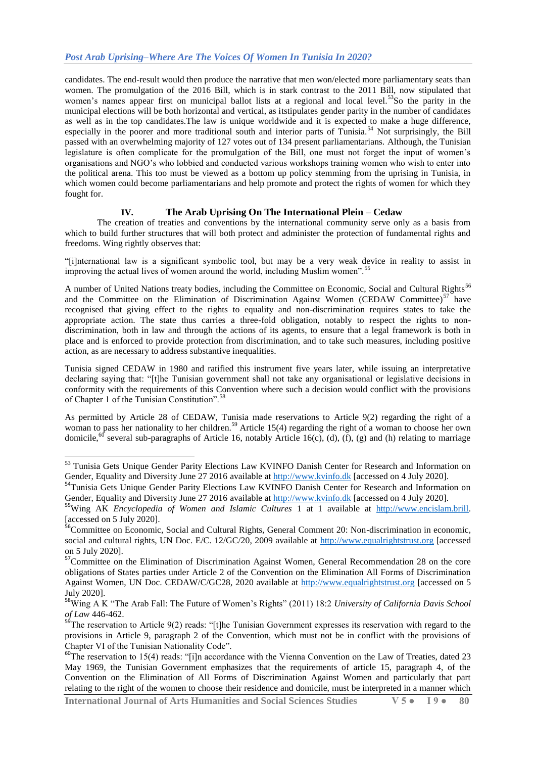candidates. The end-result would then produce the narrative that men won/elected more parliamentary seats than women. The promulgation of the 2016 Bill, which is in stark contrast to the 2011 Bill, now stipulated that women's names appear first on municipal ballot lists at a regional and local level.[53]So the parity in the municipal elections will be both horizontal and vertical, as itstipulates gender parity in the number of candidates as well as in the top candidates.The law is unique worldwide and it is expected to make a huge difference, especially in the poorer and more traditional south and interior parts of Tunisia.[54] Not surprisingly, the Bill passed with an overwhelming majority of 127 votes out of 134 present parliamentarians. Although, the Tunisian legislature is often complicate for the promulgation of the Bill, one must not forget the input of women's organisations and NGO's who lobbied and conducted various workshops training women who wish to enter into the political arena. This too must be viewed as a bottom up policy stemming from the uprising in Tunisia, in which women could become parliamentarians and help promote and protect the rights of women for which they fought for.

## IV. The Arab Uprising On The International Plein – Cedaw

The creation of treaties and conventions by the international community serve only as a basis from which to build further structures that will both protect and administer the protection of fundamental rights and freedoms. Wing rightly observes that:

"[i]nternational law is a significant symbolic tool, but may be a very weak device in reality to assist in improving the actual lives of women around the world, including Muslim women".[55]

A number of United Nations treaty bodies, including the Committee on Economic, Social and Cultural Rights[56] and the Committee on the Elimination of Discrimination Against Women (CEDAW Committee)[57] have recognised that giving effect to the rights to equality and non-discrimination requires states to take the appropriate action. The state thus carries a three-fold obligation, notably to respect the rights to non-discrimination, both in law and through the actions of its agents, to ensure that a legal framework is both in place and is enforced to provide protection from discrimination, and to take such measures, including positive action, as are necessary to address substantive inequalities.

Tunisia signed CEDAW in 1980 and ratified this instrument five years later, while issuing an interpretative declaring saying that: "[t]he Tunisian government shall not take any organisational or legislative decisions in conformity with the requirements of this Convention where such a decision would conflict with the provisions of Chapter 1 of the Tunisian Constitution".[58]

As permitted by Article 28 of CEDAW, Tunisia made reservations to Article 9(2) regarding the right of a woman to pass her nationality to her children.[59] Article 15(4) regarding the right of a woman to choose her own domicile,[60] several sub-paragraphs of Article 16, notably Article 16(c), (d), (f), (g) and (h) relating to marriage

---

[53] Tunisia Gets Unique Gender Parity Elections Law KVINFO Danish Center for Research and Information on Gender, Equality and Diversity June 27 2016 available at http://www.kvinfo.dk [accessed on 4 July 2020].

[54] Tunisia Gets Unique Gender Parity Elections Law KVINFO Danish Center for Research and Information on Gender, Equality and Diversity June 27 2016 available at http://www.kvinfo.dk [accessed on 4 July 2020].

[55] Wing AK *Encyclopedia of Women and Islamic Cultures* 1 at 1 available at http://www.encislam.brill. [accessed on 5 July 2020].

[56] Committee on Economic, Social and Cultural Rights, General Comment 20: Non-discrimination in economic, social and cultural rights, UN Doc. E/C. 12/GC/20, 2009 available at http://www.equalrightstrust.org [accessed on 5 July 2020].

[57] Committee on the Elimination of Discrimination Against Women, General Recommendation 28 on the core obligations of States parties under Article 2 of the Convention on the Elimination All Forms of Discrimination Against Women, UN Doc. CEDAW/C/GC28, 2020 available at http://www.equalrightstrust.org [accessed on 5 July 2020].

[58] Wing A K "The Arab Fall: The Future of Women's Rights" (2011) 18:2 *University of California Davis School of Law* 446-462.

[59] The reservation to Article 9(2) reads: "[t]he Tunisian Government expresses its reservation with regard to the provisions in Article 9, paragraph 2 of the Convention, which must not be in conflict with the provisions of Chapter VI of the Tunisian Nationality Code".

[60] The reservation to 15(4) reads: "[i]n accordance with the Vienna Convention on the Law of Treaties, dated 23 May 1969, the Tunisian Government emphasizes that the requirements of article 15, paragraph 4, of the Convention on the Elimination of All Forms of Discrimination Against Women and particularly that part relating to the right of the women to choose their residence and domicile, must be interpreted in a manner which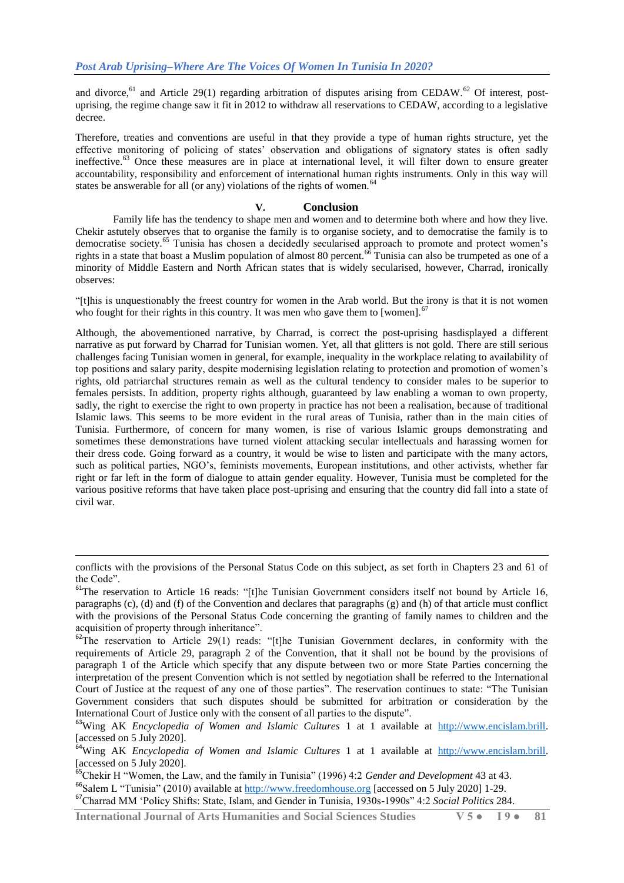and divorce,[61] and Article 29(1) regarding arbitration of disputes arising from CEDAW.[62] Of interest, post-uprising, the regime change saw it fit in 2012 to withdraw all reservations to CEDAW, according to a legislative decree.

Therefore, treaties and conventions are useful in that they provide a type of human rights structure, yet the effective monitoring of policing of states' observation and obligations of signatory states is often sadly ineffective.[63] Once these measures are in place at international level, it will filter down to ensure greater accountability, responsibility and enforcement of international human rights instruments. Only in this way will states be answerable for all (or any) violations of the rights of women.[64]

## V. Conclusion

Family life has the tendency to shape men and women and to determine both where and how they live. Chekir astutely observes that to organise the family is to organise society, and to democratise the family is to democratise society.[65] Tunisia has chosen a decidedly secularised approach to promote and protect women's rights in a state that boast a Muslim population of almost 80 percent.[66] Tunisia can also be trumpeted as one of a minority of Middle Eastern and North African states that is widely secularised, however, Charrad, ironically observes:

"[t]his is unquestionably the freest country for women in the Arab world. But the irony is that it is not women who fought for their rights in this country. It was men who gave them to [women].[67]

Although, the abovementioned narrative, by Charrad, is correct the post-uprising hasdisplayed a different narrative as put forward by Charrad for Tunisian women. Yet, all that glitters is not gold. There are still serious challenges facing Tunisian women in general, for example, inequality in the workplace relating to availability of top positions and salary parity, despite modernising legislation relating to protection and promotion of women's rights, old patriarchal structures remain as well as the cultural tendency to consider males to be superior to females persists. In addition, property rights although, guaranteed by law enabling a woman to own property, sadly, the right to exercise the right to own property in practice has not been a realisation, because of traditional Islamic laws. This seems to be more evident in the rural areas of Tunisia, rather than in the main cities of Tunisia. Furthermore, of concern for many women, is rise of various Islamic groups demonstrating and sometimes these demonstrations have turned violent attacking secular intellectuals and harassing women for their dress code. Going forward as a country, it would be wise to listen and participate with the many actors, such as political parties, NGO's, feminists movements, European institutions, and other activists, whether far right or far left in the form of dialogue to attain gender equality. However, Tunisia must be completed for the various positive reforms that have taken place post-uprising and ensuring that the country did fall into a state of civil war.

---

conflicts with the provisions of the Personal Status Code on this subject, as set forth in Chapters 23 and 61 of the Code".

[61] The reservation to Article 16 reads: "[t]he Tunisian Government considers itself not bound by Article 16, paragraphs (c), (d) and (f) of the Convention and declares that paragraphs (g) and (h) of that article must conflict with the provisions of the Personal Status Code concerning the granting of family names to children and the acquisition of property through inheritance".

[62] The reservation to Article 29(1) reads: "[t]he Tunisian Government declares, in conformity with the requirements of Article 29, paragraph 2 of the Convention, that it shall not be bound by the provisions of paragraph 1 of the Article which specify that any dispute between two or more State Parties concerning the interpretation of the present Convention which is not settled by negotiation shall be referred to the International Court of Justice at the request of any one of those parties". The reservation continues to state: "The Tunisian Government considers that such disputes should be submitted for arbitration or consideration by the International Court of Justice only with the consent of all parties to the dispute".

[63] Wing AK *Encyclopedia of Women and Islamic Cultures* 1 at 1 available at http://www.encislam.brill. [accessed on 5 July 2020].

[64] Wing AK *Encyclopedia of Women and Islamic Cultures* 1 at 1 available at http://www.encislam.brill. [accessed on 5 July 2020].

[65] Chekir H "Women, the Law, and the family in Tunisia" (1996) 4:2 *Gender and Development* 43 at 43.

[66] Salem L "Tunisia" (2010) available at http://www.freedomhouse.org [accessed on 5 July 2020] 1-29.

[67] Charrad MM 'Policy Shifts: State, Islam, and Gender in Tunisia, 1930s-1990s" 4:2 *Social Politics* 284.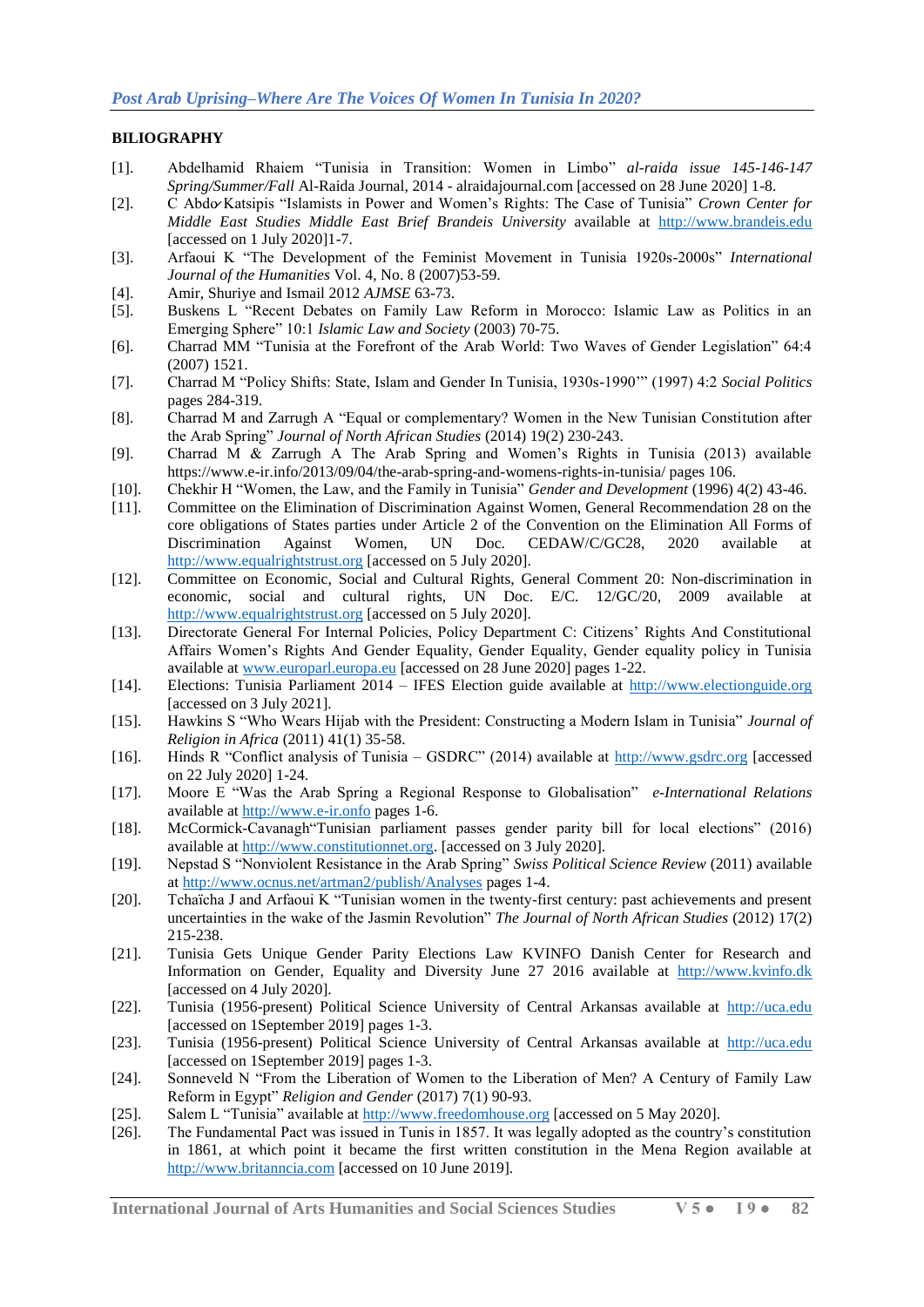## BILIOGRAPHY

[1]. Abdelhamid Rhaiem "Tunisia in Transition: Women in Limbo" *al-raida issue 145-146-147 Spring/Summer/Fall* Al-Raida Journal, 2014 - alraidajournal.com [accessed on 28 June 2020] 1-8.

[2]. C Abdo‐Katsipis "Islamists in Power and Women's Rights: The Case of Tunisia" *Crown Center for Middle East Studies Middle East Brief Brandeis University* available at http://www.brandeis.edu [accessed on 1 July 2020]1-7.

[3]. Arfaoui K "The Development of the Feminist Movement in Tunisia 1920s-2000s" *International Journal of the Humanities* Vol. 4, No. 8 (2007)53-59.

[4]. Amir, Shuriye and Ismail 2012 *AJMSE* 63-73.

[5]. Buskens L "Recent Debates on Family Law Reform in Morocco: Islamic Law as Politics in an Emerging Sphere" 10:1 *Islamic Law and Society* (2003) 70-75.

[6]. Charrad MM "Tunisia at the Forefront of the Arab World: Two Waves of Gender Legislation" 64:4 (2007) 1521.

[7]. Charrad M "Policy Shifts: State, Islam and Gender In Tunisia, 1930s-1990'" (1997) 4:2 *Social Politics* pages 284-319.

[8]. Charrad M and Zarrugh A "Equal or complementary? Women in the New Tunisian Constitution after the Arab Spring" *Journal of North African Studies* (2014) 19(2) 230-243.

[9]. Charrad M & Zarrugh A The Arab Spring and Women's Rights in Tunisia (2013) available https://www.e-ir.info/2013/09/04/the-arab-spring-and-womens-rights-in-tunisia/ pages 106.

[10]. Chekhir H "Women, the Law, and the Family in Tunisia" *Gender and Development* (1996) 4(2) 43-46.

[11]. Committee on the Elimination of Discrimination Against Women, General Recommendation 28 on the core obligations of States parties under Article 2 of the Convention on the Elimination All Forms of Discrimination Against Women, UN Doc. CEDAW/C/GC28, 2020 available at http://www.equalrightstrust.org [accessed on 5 July 2020].

[12]. Committee on Economic, Social and Cultural Rights, General Comment 20: Non-discrimination in economic, social and cultural rights, UN Doc. E/C. 12/GC/20, 2009 available at http://www.equalrightstrust.org [accessed on 5 July 2020].

[13]. Directorate General For Internal Policies, Policy Department C: Citizens' Rights And Constitutional Affairs Women's Rights And Gender Equality, Gender Equality, Gender equality policy in Tunisia available at www.europarl.europa.eu [accessed on 28 June 2020] pages 1-22.

[14]. Elections: Tunisia Parliament 2014 – IFES Election guide available at http://www.electionguide.org [accessed on 3 July 2021].

[15]. Hawkins S "Who Wears Hijab with the President: Constructing a Modern Islam in Tunisia" *Journal of Religion in Africa* (2011) 41(1) 35-58.

[16]. Hinds R "Conflict analysis of Tunisia – GSDRC" (2014) available at http://www.gsdrc.org [accessed on 22 July 2020] 1-24.

[17]. Moore E "Was the Arab Spring a Regional Response to Globalisation" *e-International Relations* available at http://www.e-ir.onfo pages 1-6.

[18]. McCormick-Cavanagh"Tunisian parliament passes gender parity bill for local elections" (2016) available at http://www.constitutionnet.org. [accessed on 3 July 2020].

[19]. Nepstad S "Nonviolent Resistance in the Arab Spring" *Swiss Political Science Review* (2011) available at http://www.ocnus.net/artman2/publish/Analyses pages 1-4.

[20]. Tchaïcha J and Arfaoui K "Tunisian women in the twenty-first century: past achievements and present uncertainties in the wake of the Jasmin Revolution" *The Journal of North African Studies* (2012) 17(2) 215-238.

[21]. Tunisia Gets Unique Gender Parity Elections Law KVINFO Danish Center for Research and Information on Gender, Equality and Diversity June 27 2016 available at http://www.kvinfo.dk [accessed on 4 July 2020].

[22]. Tunisia (1956-present) Political Science University of Central Arkansas available at http://uca.edu [accessed on 1September 2019] pages 1-3.

[23]. Tunisia (1956-present) Political Science University of Central Arkansas available at http://uca.edu [accessed on 1September 2019] pages 1-3.

[24]. Sonneveld N "From the Liberation of Women to the Liberation of Men? A Century of Family Law Reform in Egypt" *Religion and Gender* (2017) 7(1) 90-93.

[25]. Salem L "Tunisia" available at http://www.freedomhouse.org [accessed on 5 May 2020].

[26]. The Fundamental Pact was issued in Tunis in 1857. It was legally adopted as the country's constitution in 1861, at which point it became the first written constitution in the Mena Region available at http://www.britanncia.com [accessed on 10 June 2019].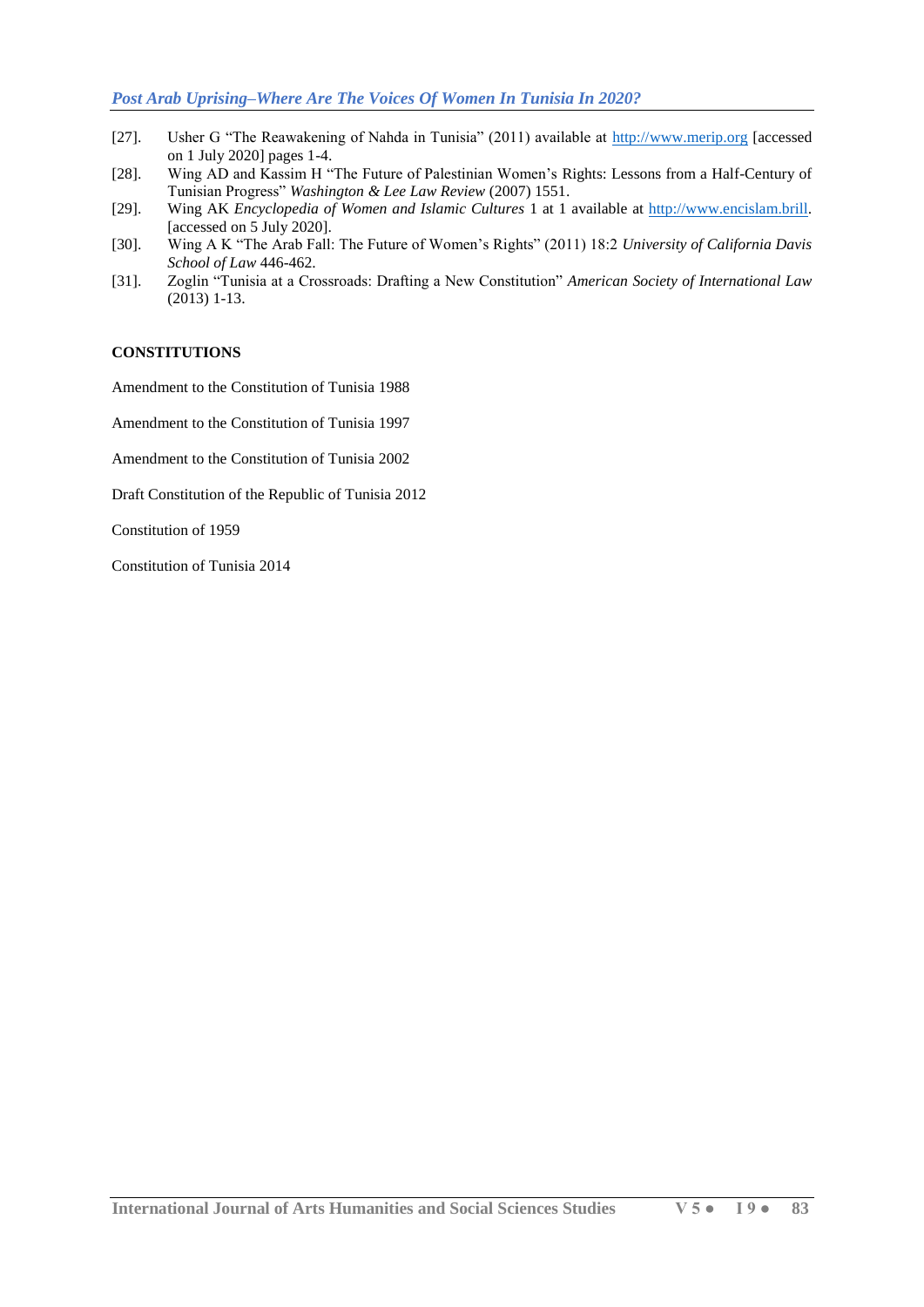[27]. Usher G "The Reawakening of Nahda in Tunisia" (2011) available at http://www.merip.org [accessed on 1 July 2020] pages 1-4.

[28]. Wing AD and Kassim H "The Future of Palestinian Women's Rights: Lessons from a Half-Century of Tunisian Progress" *Washington & Lee Law Review* (2007) 1551.

[29]. Wing AK *Encyclopedia of Women and Islamic Cultures* 1 at 1 available at http://www.encislam.brill. [accessed on 5 July 2020].

[30]. Wing A K "The Arab Fall: The Future of Women's Rights" (2011) 18:2 *University of California Davis School of Law* 446-462.

[31]. Zoglin "Tunisia at a Crossroads: Drafting a New Constitution" *American Society of International Law* (2013) 1-13.

**CONSTITUTIONS**

Amendment to the Constitution of Tunisia 1988

Amendment to the Constitution of Tunisia 1997

Amendment to the Constitution of Tunisia 2002

Draft Constitution of the Republic of Tunisia 2012

Constitution of 1959

Constitution of Tunisia 2014